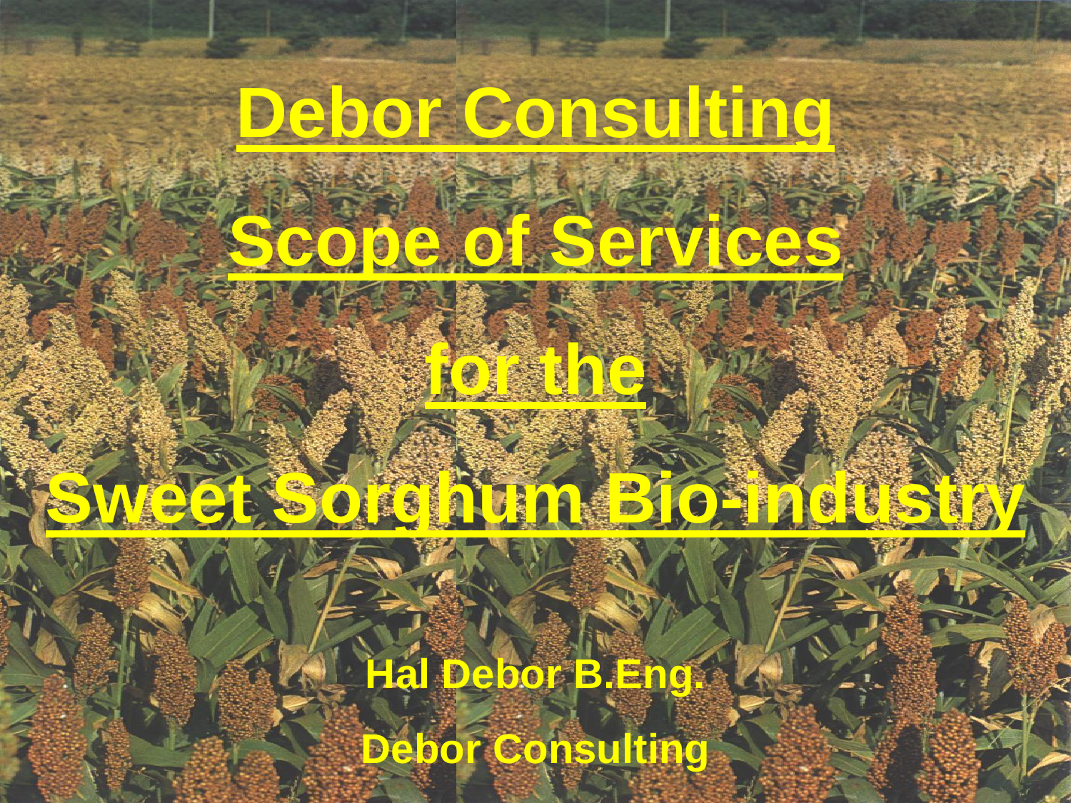# Debor Consulting

# Scope of Services

# for the

# Sweet Sorghum Bio-industry

**Hal Debor B.Eng.**

**Debor Consulting**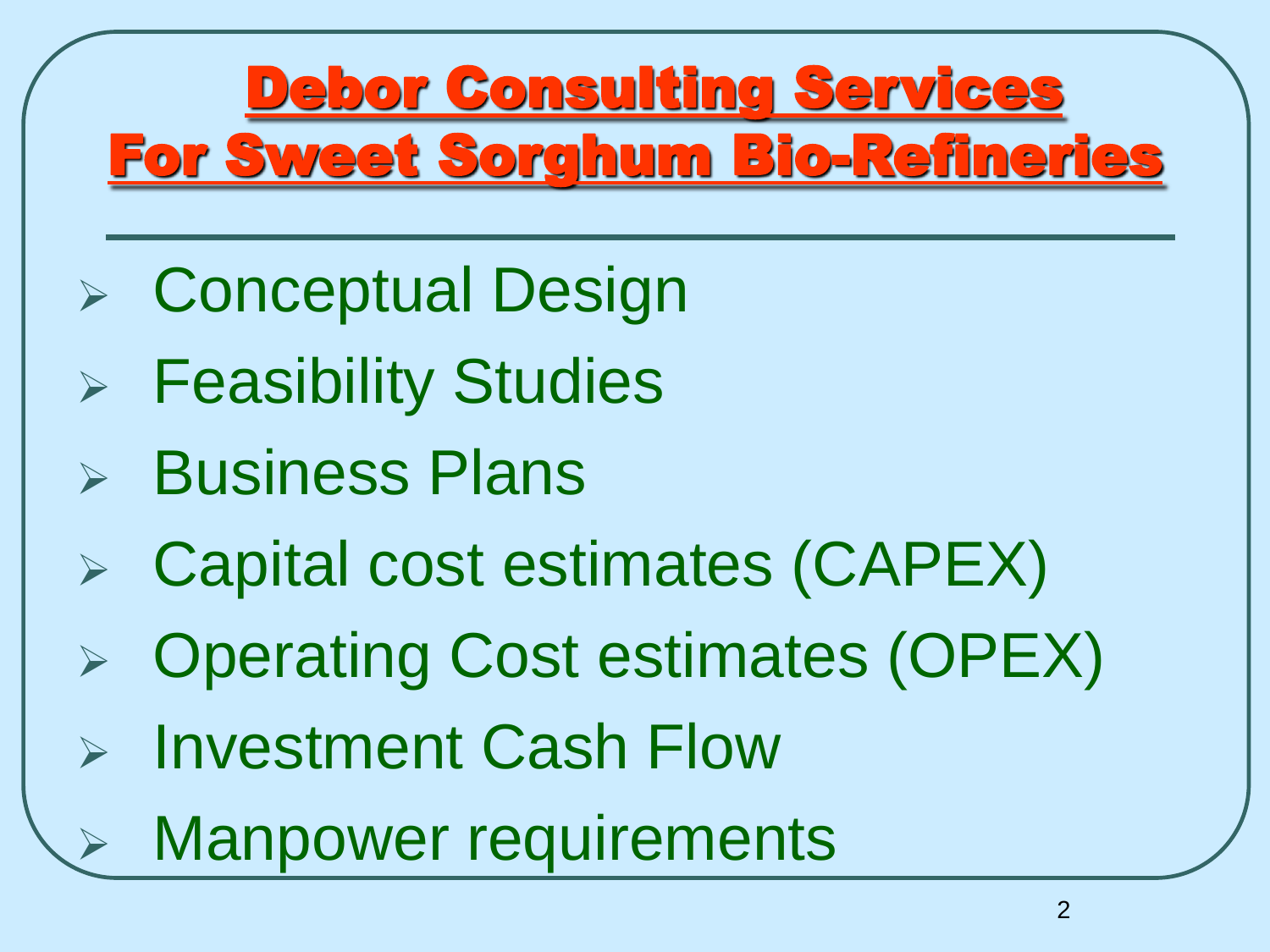# Debor Consulting Services For Sweet Sorghum Bio-Refineries

- Conceptual Design
- Feasibility Studies
- Business Plans
- Capital cost estimates (CAPEX)
- Operating Cost estimates (OPEX)
- Investment Cash Flow
- Manpower requirements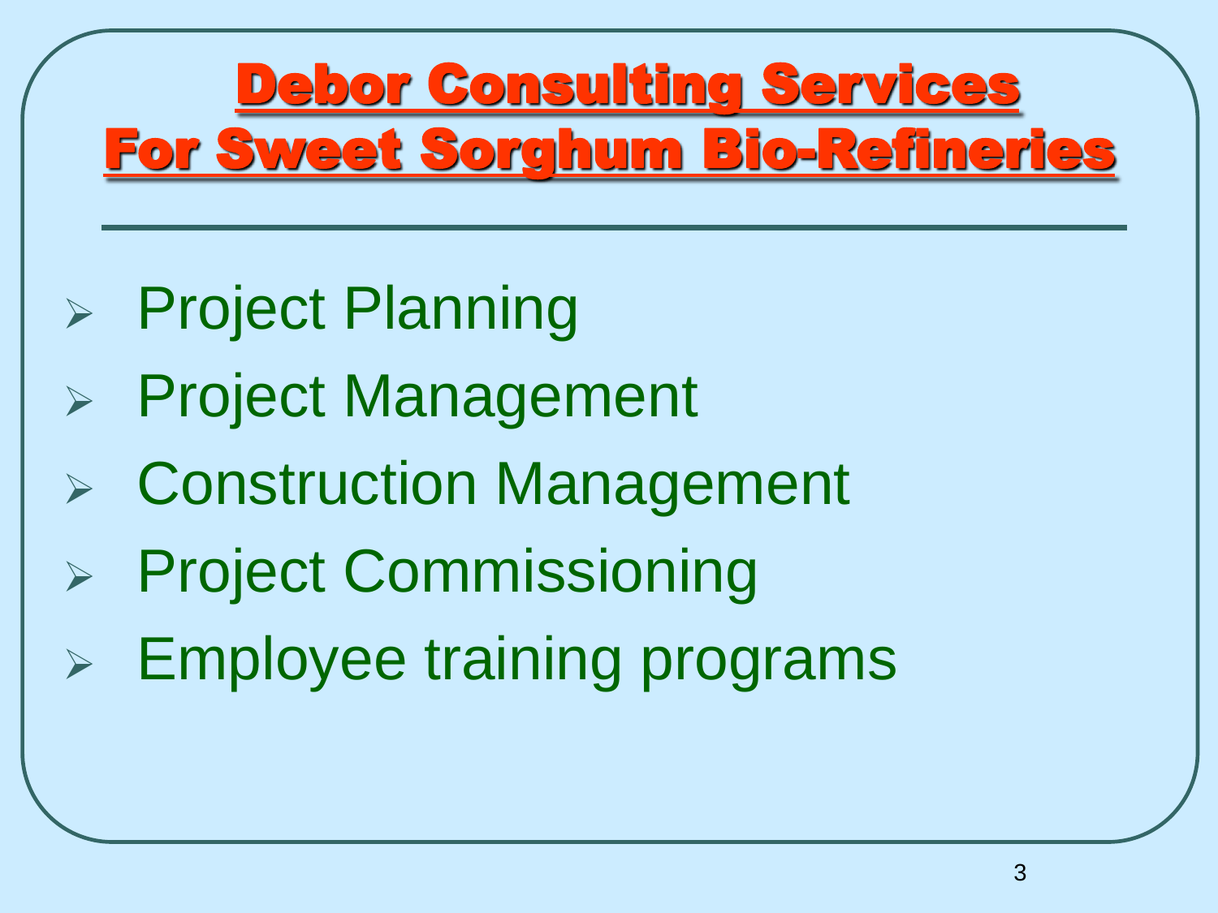# Debor Consulting Services For Sweet Sorghum Bio-Refineries

- Project Planning
- Project Management
- Construction Management
- Project Commissioning
- Employee training programs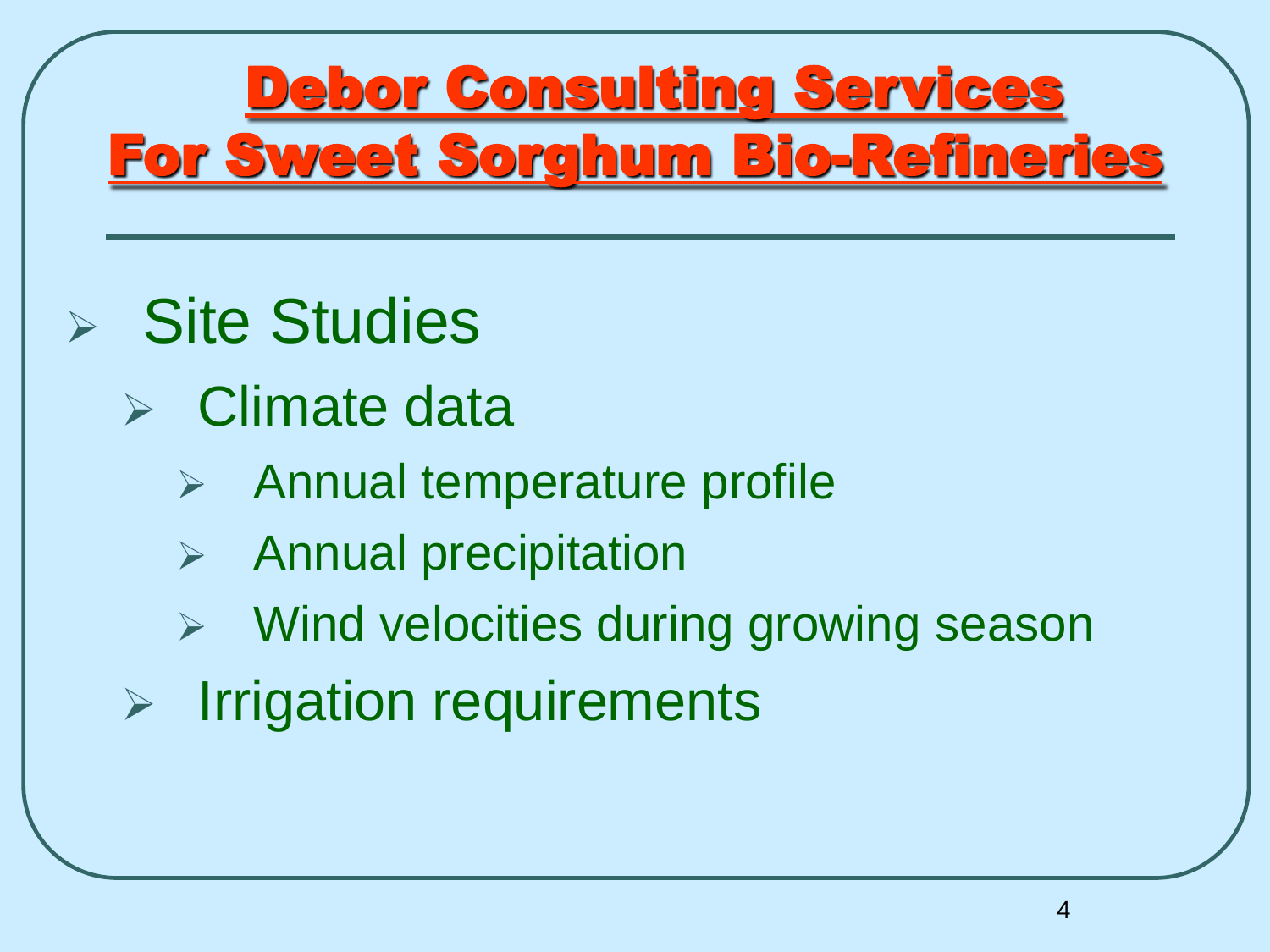# Debor Consulting Services For Sweet Sorghum Bio-Refineries

- Site Studies
  - Climate data
    - Annual temperature profile
    - Annual precipitation
    - Wind velocities during growing season
  - Irrigation requirements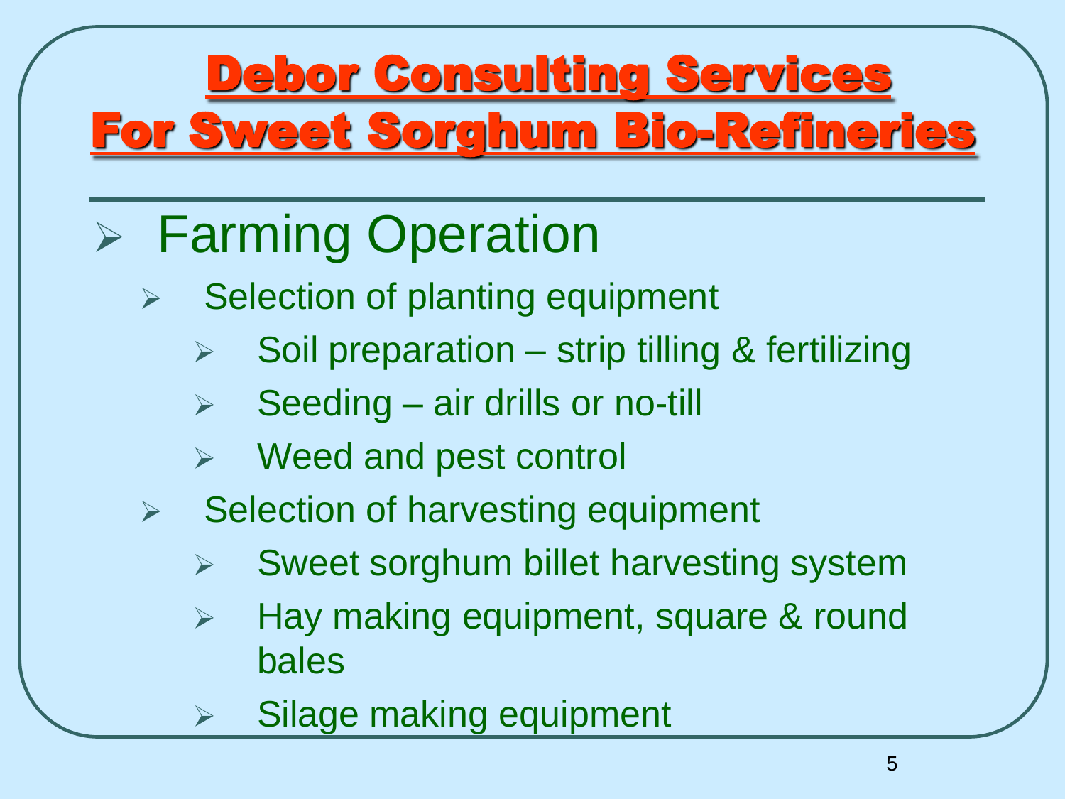# Debor Consulting Services For Sweet Sorghum Bio-Refineries

## Farming Operation

- Selection of planting equipment
  - Soil preparation – strip tilling & fertilizing
  - Seeding – air drills or no-till
  - Weed and pest control
- Selection of harvesting equipment
  - Sweet sorghum billet harvesting system
  - Hay making equipment, square & round bales
  - Silage making equipment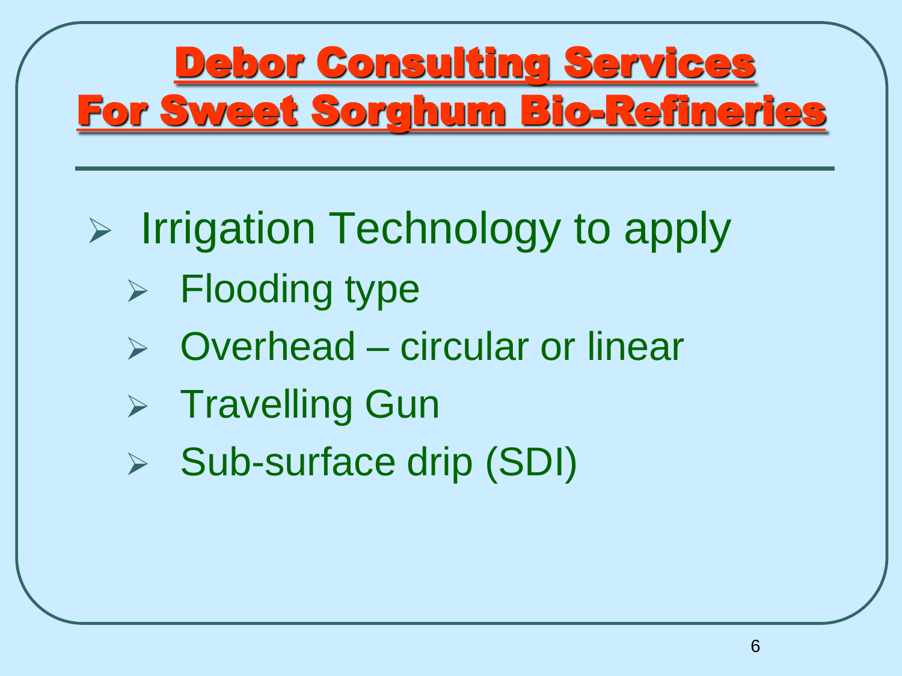# Debor Consulting Services For Sweet Sorghum Bio-Refineries

- Irrigation Technology to apply
  - Flooding type
  - Overhead – circular or linear
  - Travelling Gun
  - Sub-surface drip (SDI)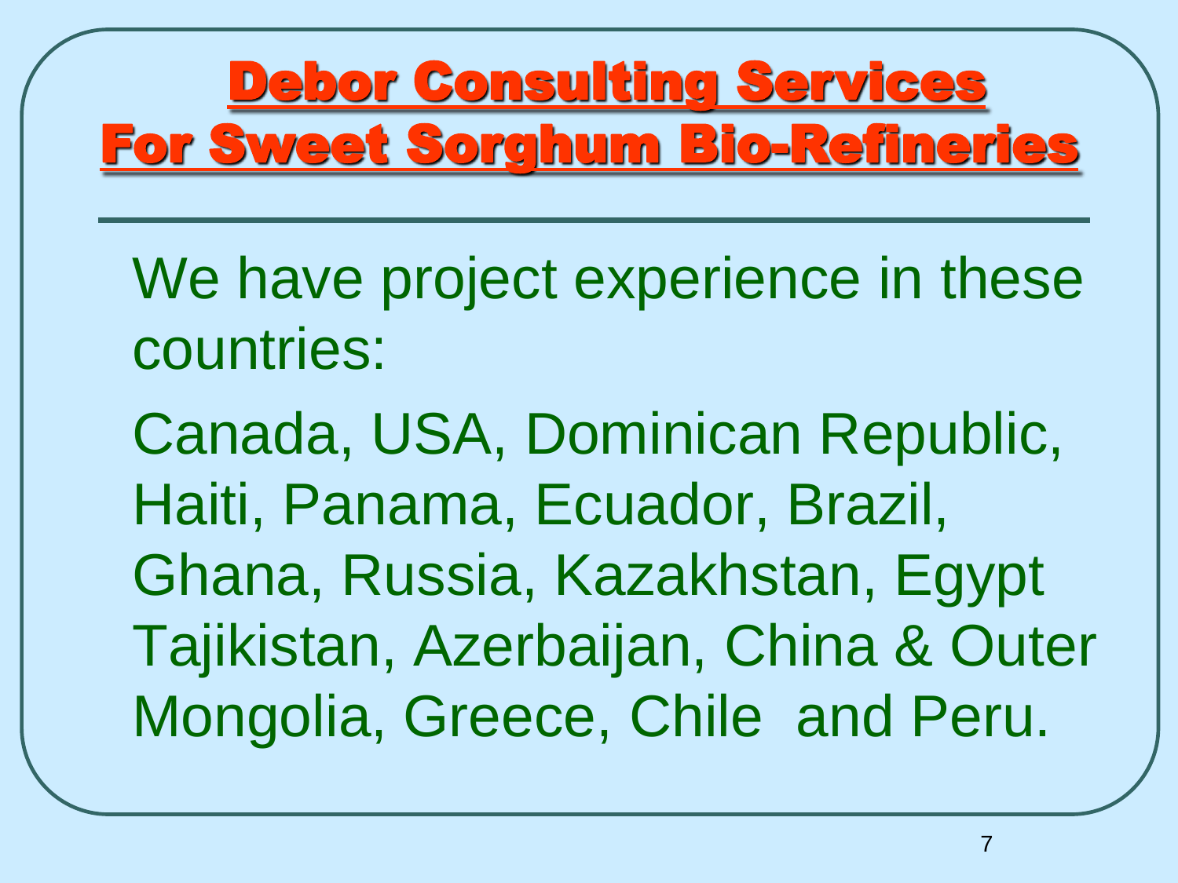# Debor Consulting Services For Sweet Sorghum Bio-Refineries

We have project experience in these countries:

Canada, USA, Dominican Republic, Haiti, Panama, Ecuador, Brazil, Ghana, Russia, Kazakhstan, Egypt Tajikistan, Azerbaijan, China & Outer Mongolia, Greece, Chile and Peru.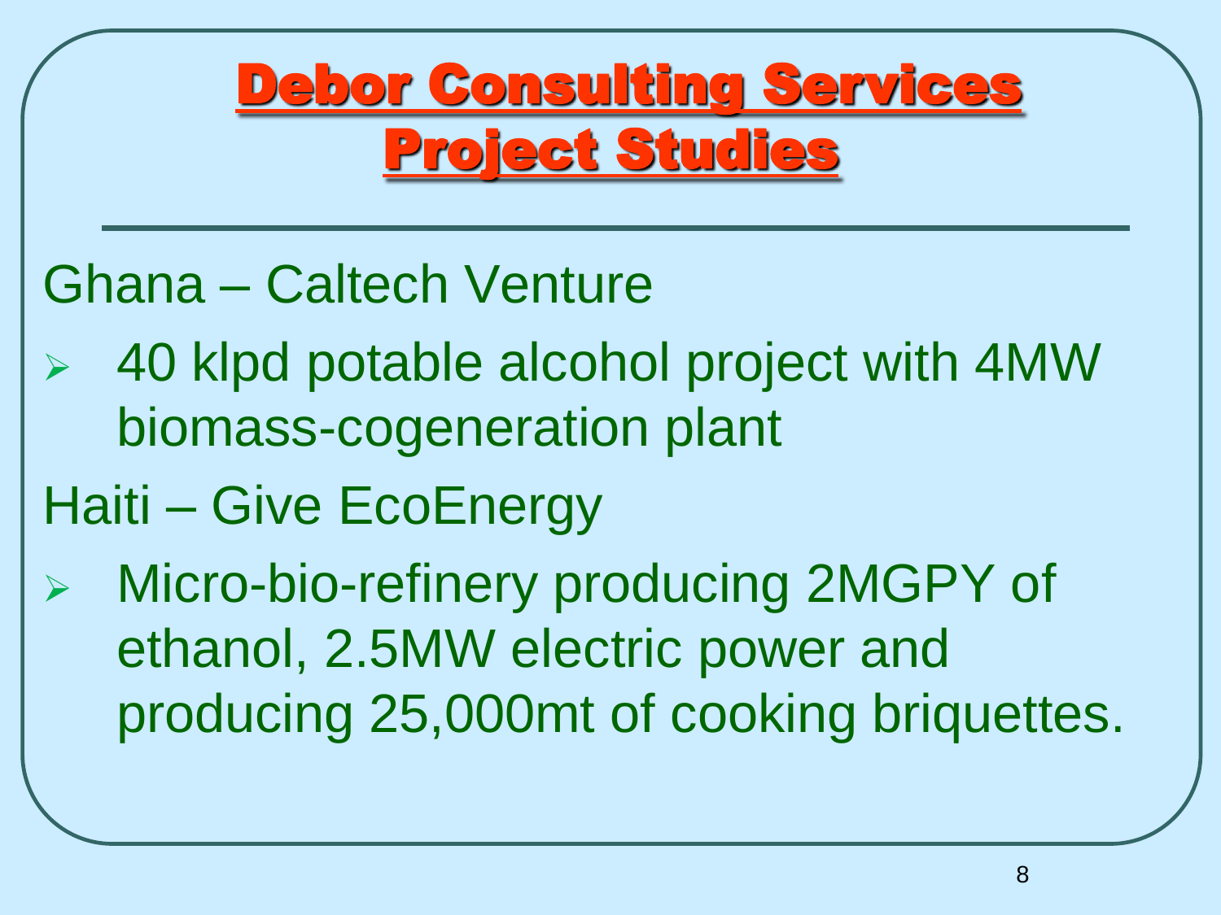# Debor Consulting Services Project Studies

Ghana – Caltech Venture

- 40 klpd potable alcohol project with 4MW biomass-cogeneration plant

Haiti – Give EcoEnergy

- Micro-bio-refinery producing 2MGPY of ethanol, 2.5MW electric power and producing 25,000mt of cooking briquettes.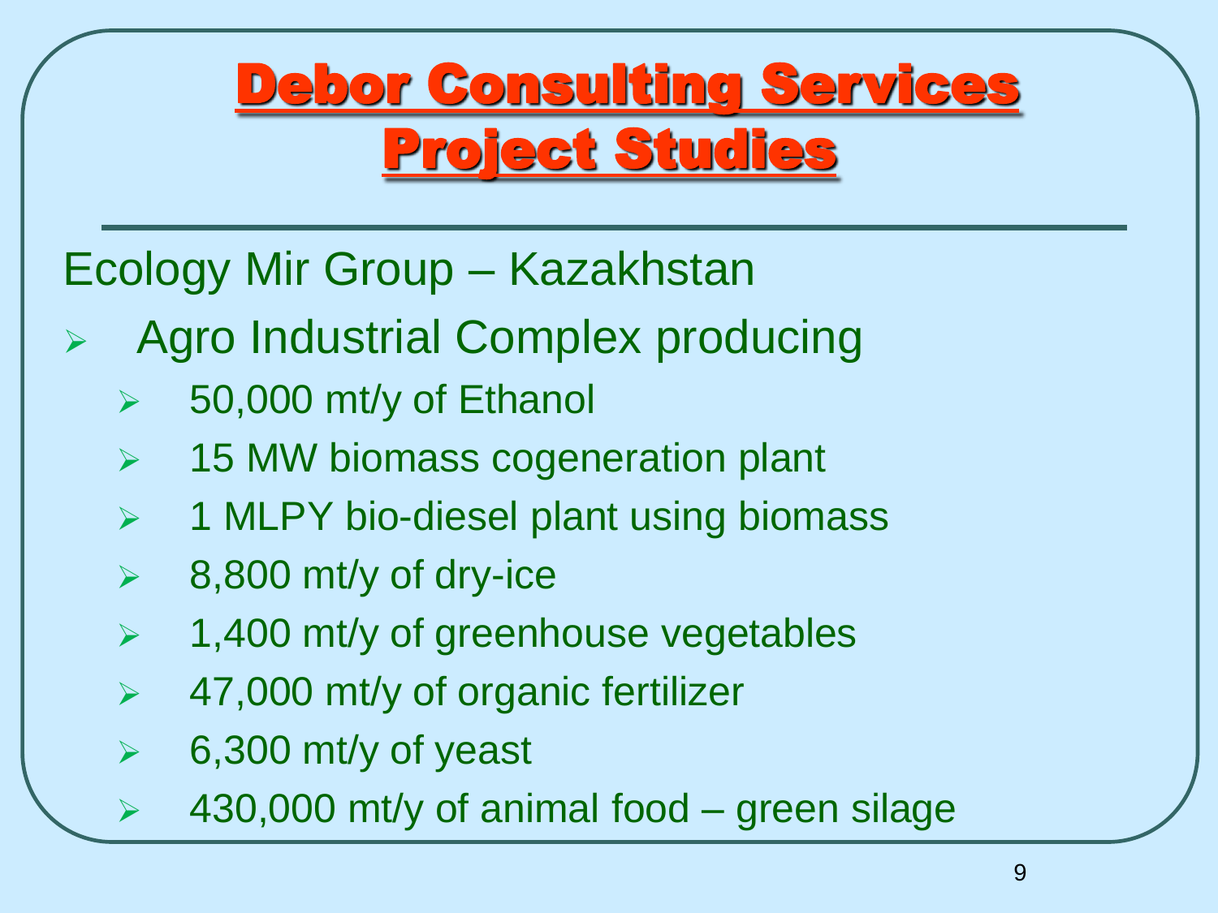# Debor Consulting Services Project Studies

Ecology Mir Group – Kazakhstan

- Agro Industrial Complex producing
  - 50,000 mt/y of Ethanol
  - 15 MW biomass cogeneration plant
  - 1 MLPY bio-diesel plant using biomass
  - 8,800 mt/y of dry-ice
  - 1,400 mt/y of greenhouse vegetables
  - 47,000 mt/y of organic fertilizer
  - 6,300 mt/y of yeast
  - 430,000 mt/y of animal food – green silage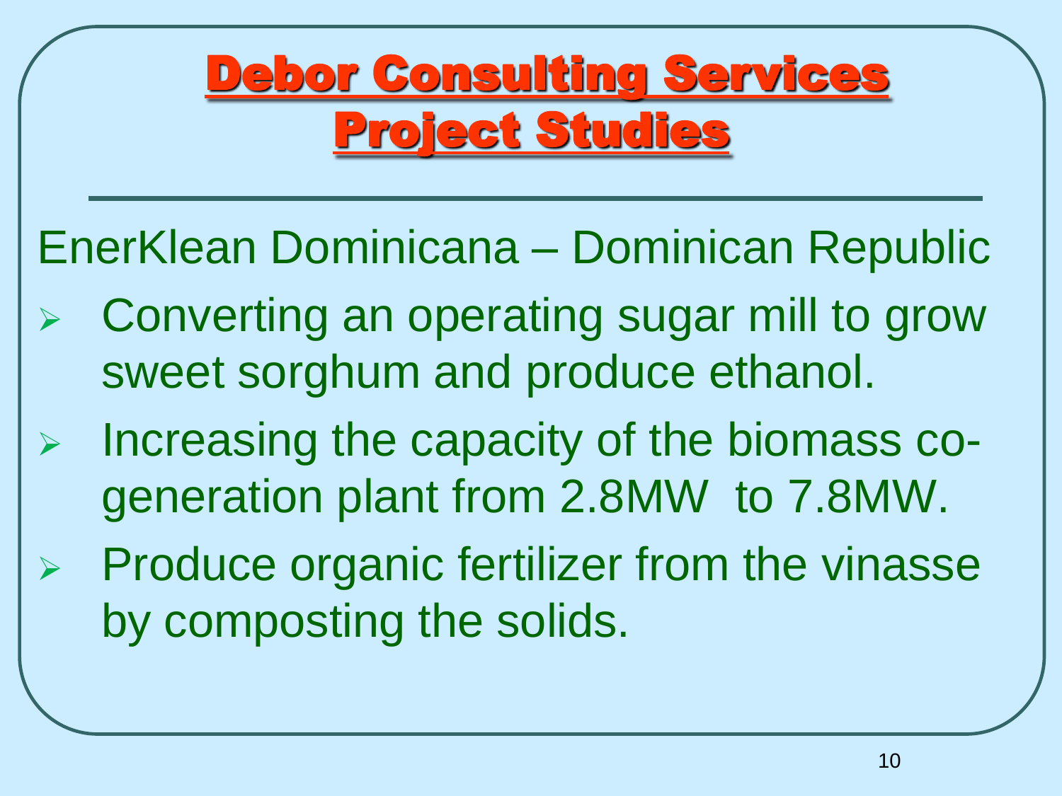# Debor Consulting Services Project Studies

EnerKlean Dominicana – Dominican Republic

- Converting an operating sugar mill to grow sweet sorghum and produce ethanol.
- Increasing the capacity of the biomass co-generation plant from 2.8MW to 7.8MW.
- Produce organic fertilizer from the vinasse by composting the solids.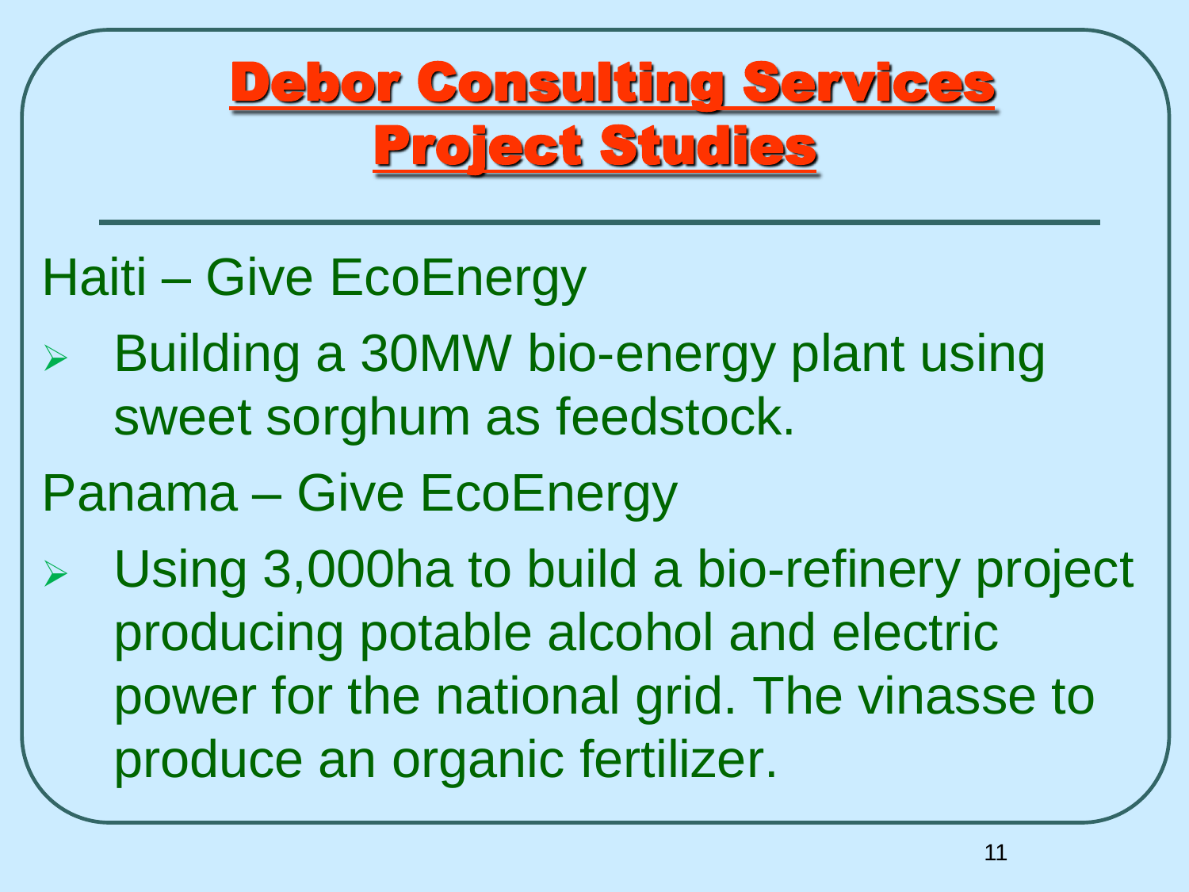# Debor Consulting Services Project Studies

Haiti – Give EcoEnergy

- Building a 30MW bio-energy plant using sweet sorghum as feedstock.

Panama – Give EcoEnergy

- Using 3,000ha to build a bio-refinery project producing potable alcohol and electric power for the national grid. The vinasse to produce an organic fertilizer.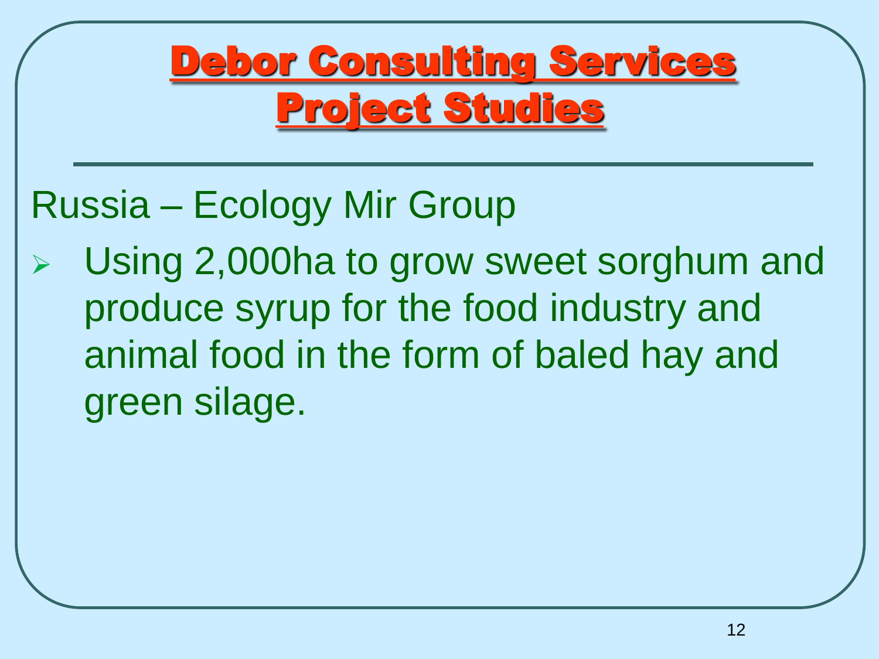# Debor Consulting Services Project Studies

Russia – Ecology Mir Group

- Using 2,000ha to grow sweet sorghum and produce syrup for the food industry and animal food in the form of baled hay and green silage.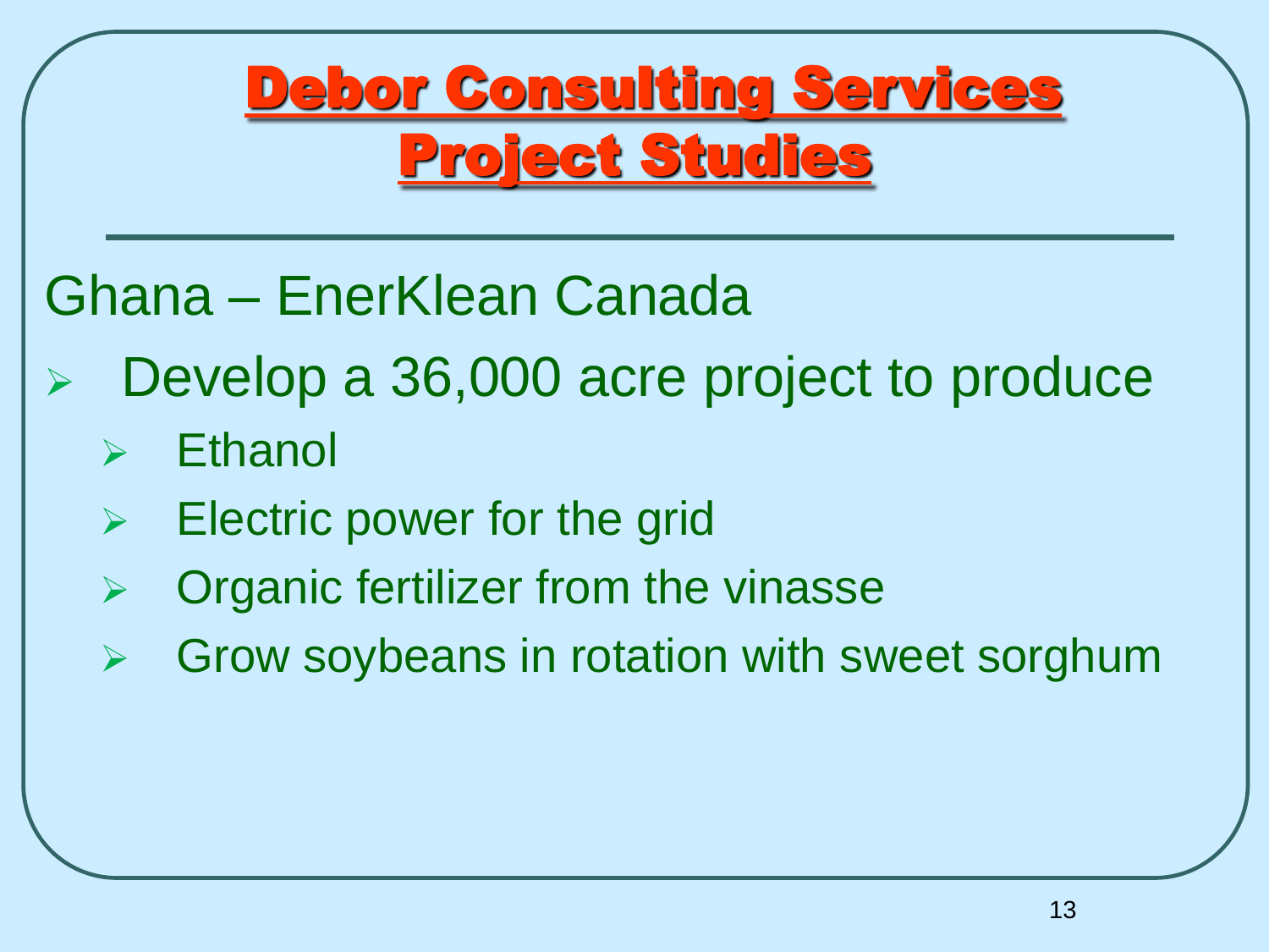# Debor Consulting Services Project Studies

Ghana – EnerKlean Canada

- Develop a 36,000 acre project to produce
  - Ethanol
  - Electric power for the grid
  - Organic fertilizer from the vinasse
  - Grow soybeans in rotation with sweet sorghum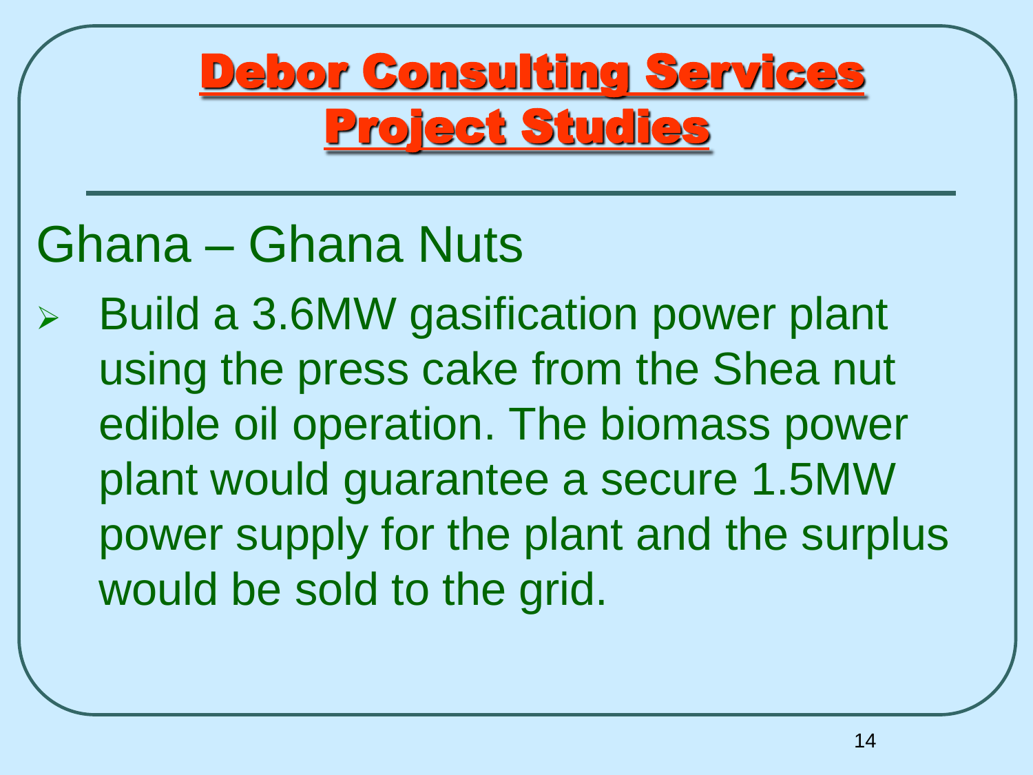# Debor Consulting Services Project Studies

## Ghana – Ghana Nuts

- Build a 3.6MW gasification power plant using the press cake from the Shea nut edible oil operation. The biomass power plant would guarantee a secure 1.5MW power supply for the plant and the surplus would be sold to the grid.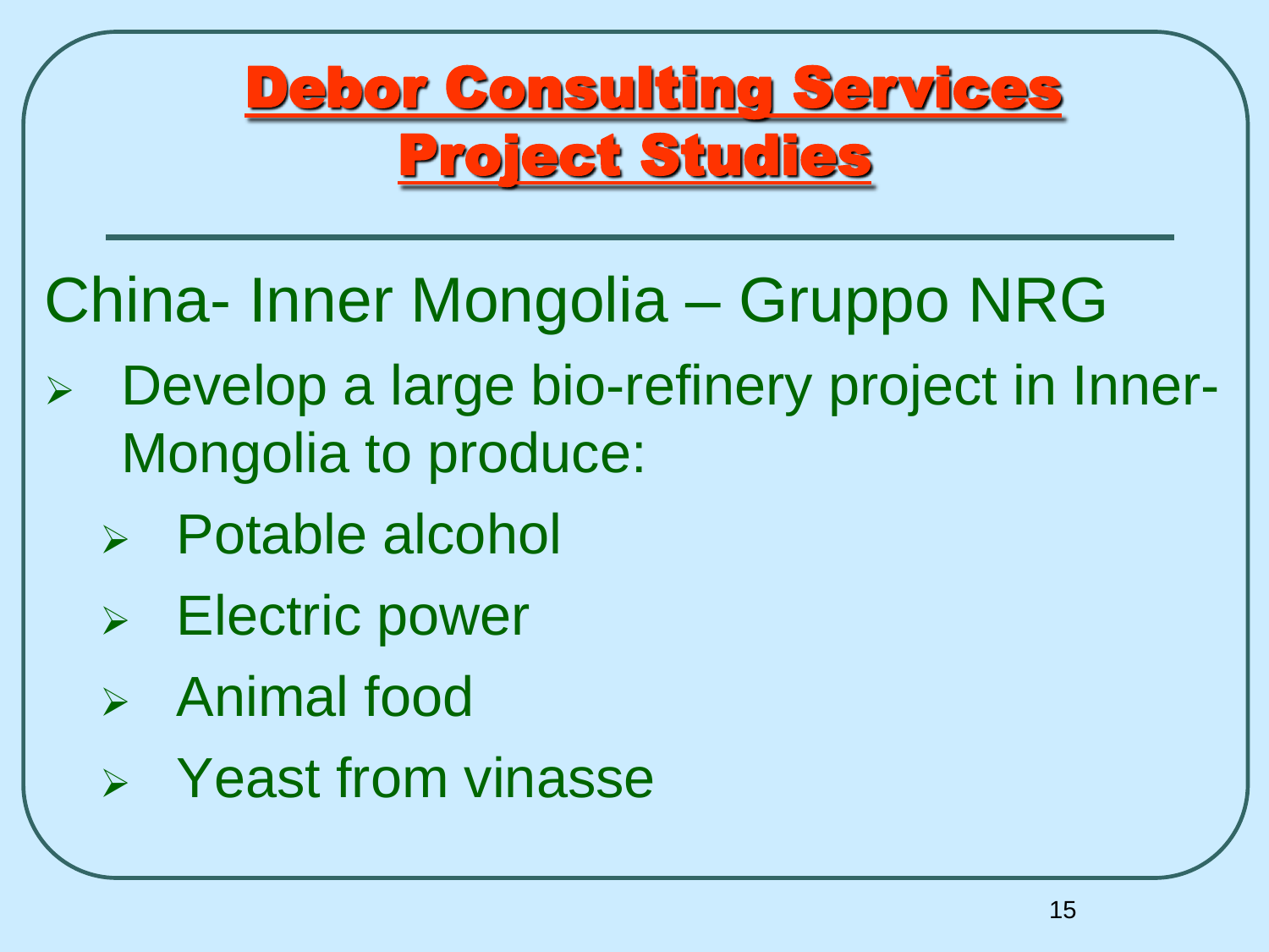# Debor Consulting Services Project Studies

## China- Inner Mongolia – Gruppo NRG

- Develop a large bio-refinery project in Inner-Mongolia to produce:
  - Potable alcohol
  - Electric power
  - Animal food
  - Yeast from vinasse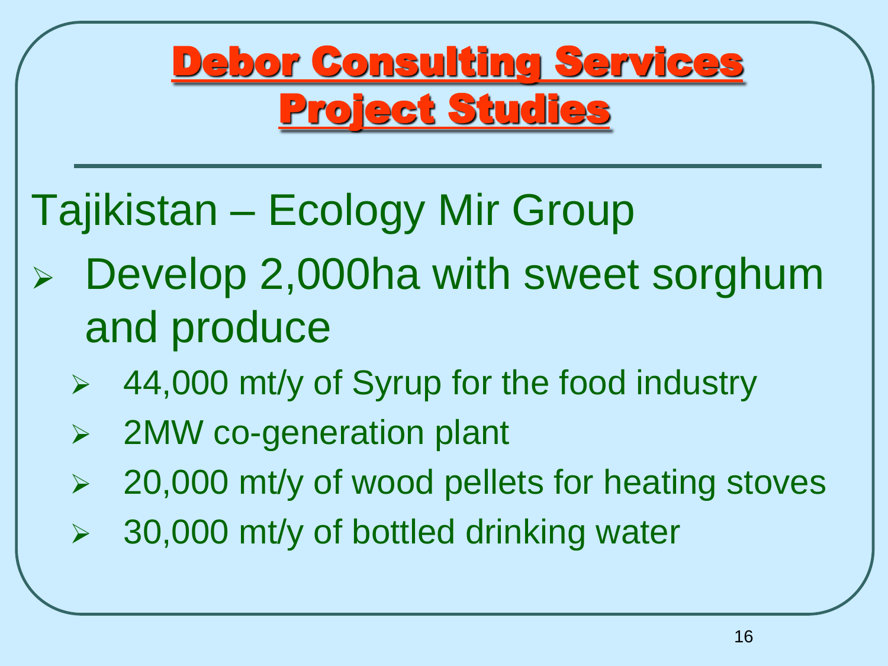# Debor Consulting Services Project Studies

Tajikistan – Ecology Mir Group

- Develop 2,000ha with sweet sorghum and produce
  - 44,000 mt/y of Syrup for the food industry
  - 2MW co-generation plant
  - 20,000 mt/y of wood pellets for heating stoves
  - 30,000 mt/y of bottled drinking water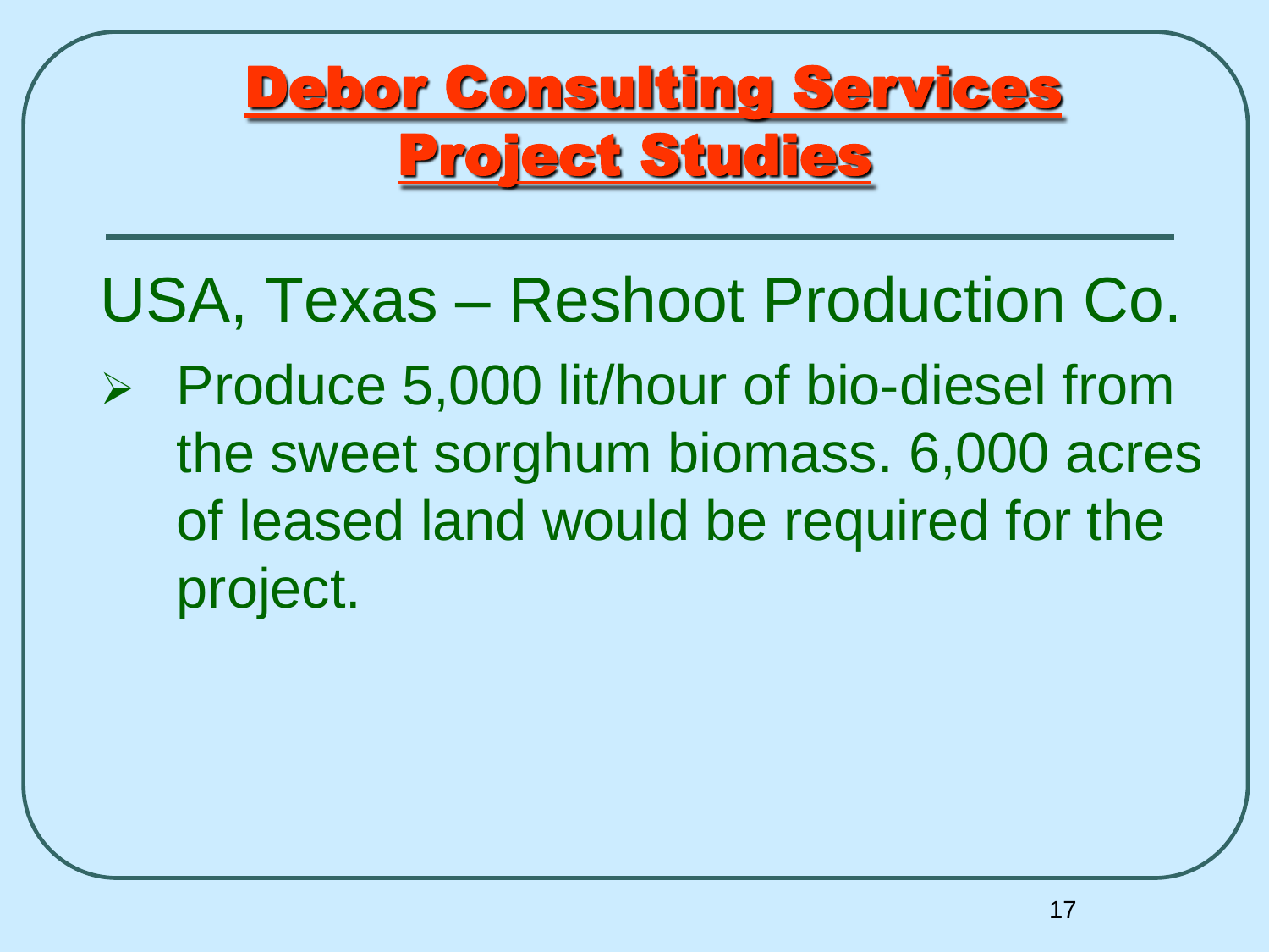# Debor Consulting Services Project Studies

---

## USA, Texas – Reshoot Production Co.

- Produce 5,000 lit/hour of bio-diesel from the sweet sorghum biomass. 6,000 acres of leased land would be required for the project.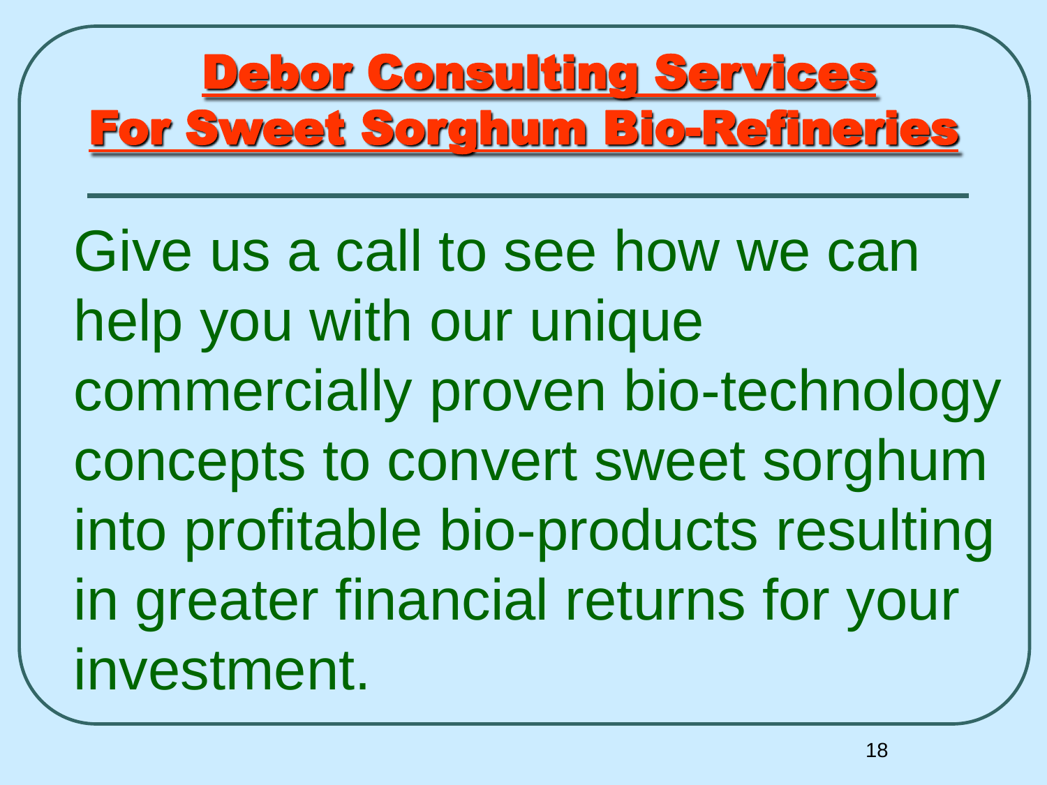# Debor Consulting Services For Sweet Sorghum Bio-Refineries

---

Give us a call to see how we can help you with our unique commercially proven bio-technology concepts to convert sweet sorghum into profitable bio-products resulting in greater financial returns for your investment.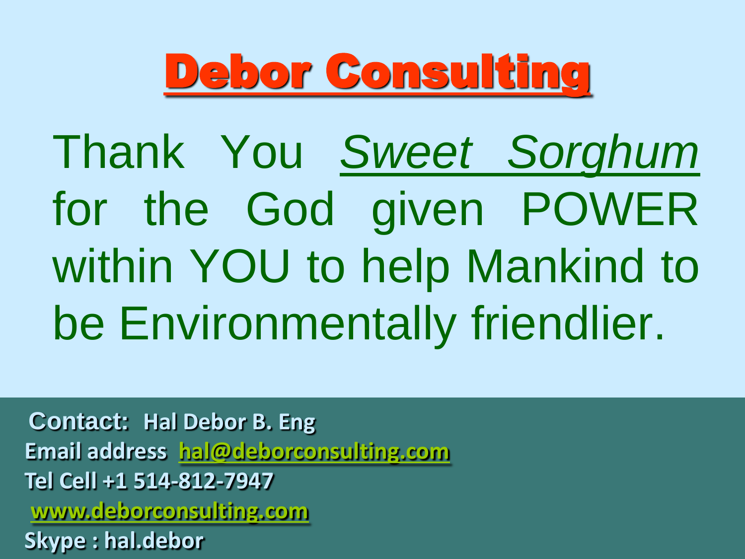# Debor Consulting

Thank You *Sweet Sorghum* for the God given POWER within YOU to help Mankind to be Environmentally friendlier.

**Contact: Hal Debor B. Eng**

**Email address hal@deborconsulting.com**

**Tel Cell +1 514-812-7947**

**www.deborconsulting.com**

**Skype : hal.debor**